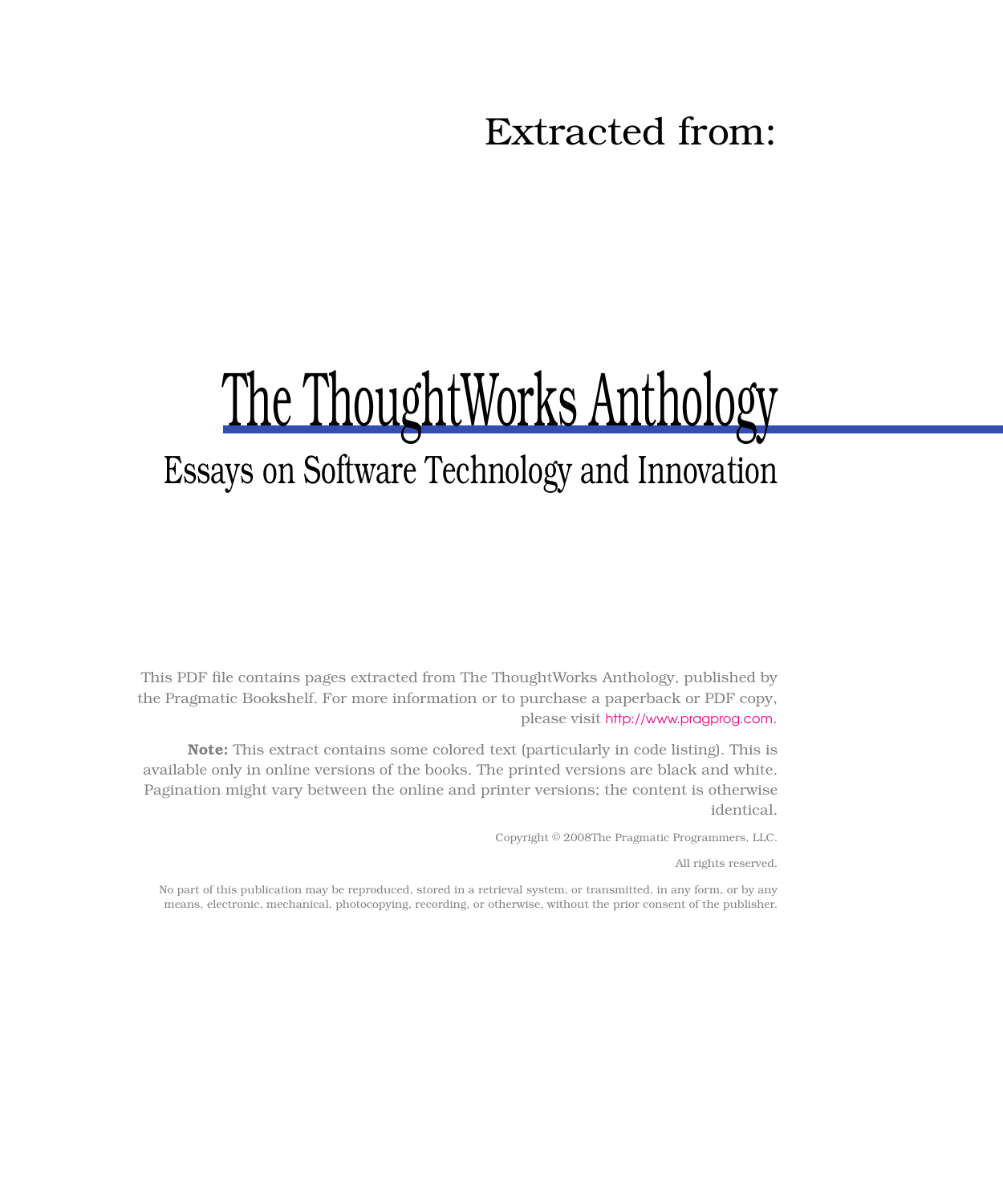Extracted from:

# The ThoughtWorks Anthology

## Essays on Software Technology and Innovation

This PDF file contains pages extracted from The ThoughtWorks Anthology, published by the Pragmatic Bookshelf. For more information or to purchase a paperback or PDF copy, please visit http://www.pragprog.com.

**Note:** This extract contains some colored text (particularly in code listing). This is available only in online versions of the books. The printed versions are black and white. Pagination might vary between the online and printer versions; the content is otherwise identical.

Copyright © 2008The Pragmatic Programmers, LLC.

All rights reserved.

No part of this publication may be reproduced, stored in a retrieval system, or transmitted, in any form, or by any means, electronic, mechanical, photocopying, recording, or otherwise, without the prior consent of the publisher.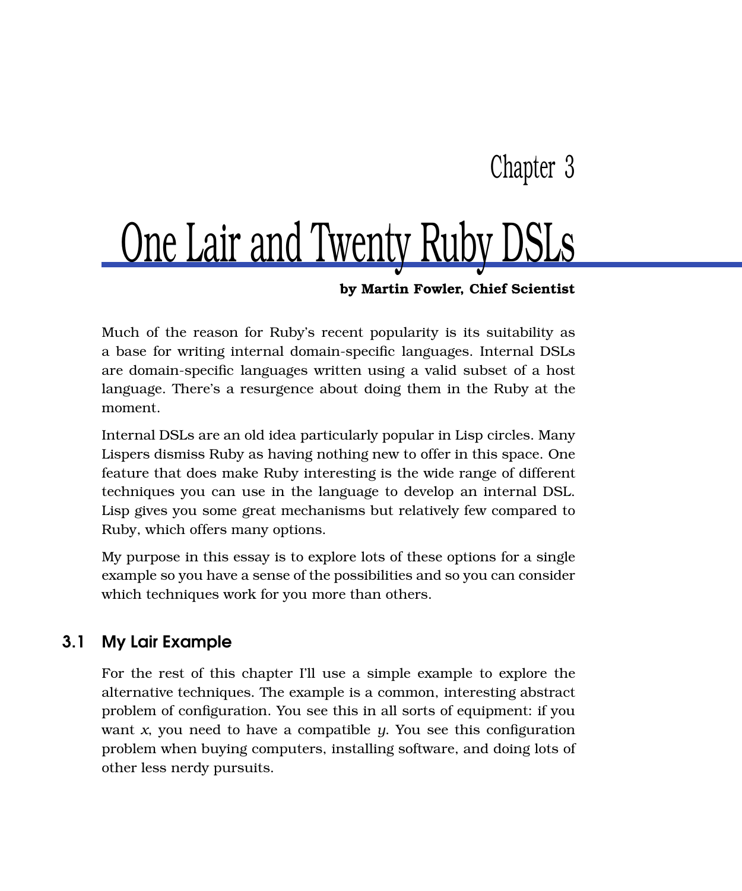Chapter 3

# One Lair and Twenty Ruby DSLs

**by Martin Fowler, Chief Scientist**

Much of the reason for Ruby's recent popularity is its suitability as a base for writing internal domain-specific languages. Internal DSLs are domain-specific languages written using a valid subset of a host language. There's a resurgence about doing them in the Ruby at the moment.

Internal DSLs are an old idea particularly popular in Lisp circles. Many Lispers dismiss Ruby as having nothing new to offer in this space. One feature that does make Ruby interesting is the wide range of different techniques you can use in the language to develop an internal DSL. Lisp gives you some great mechanisms but relatively few compared to Ruby, which offers many options.

My purpose in this essay is to explore lots of these options for a single example so you have a sense of the possibilities and so you can consider which techniques work for you more than others.

## 3.1 My Lair Example

For the rest of this chapter I'll use a simple example to explore the alternative techniques. The example is a common, interesting abstract problem of configuration. You see this in all sorts of equipment: if you want *x*, you need to have a compatible *y*. You see this configuration problem when buying computers, installing software, and doing lots of other less nerdy pursuits.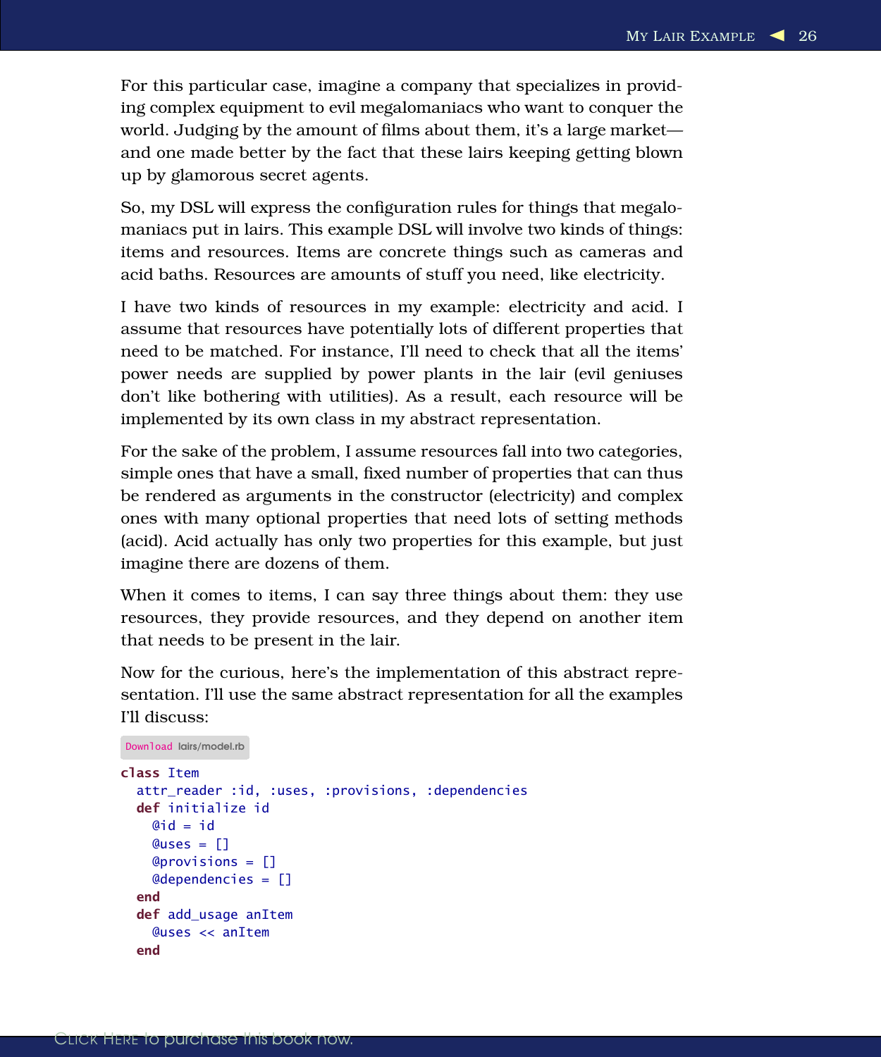For this particular case, imagine a company that specializes in providing complex equipment to evil megalomaniacs who want to conquer the world. Judging by the amount of films about them, it's a large market—and one made better by the fact that these lairs keeping getting blown up by glamorous secret agents.

So, my DSL will express the configuration rules for things that megalomaniacs put in lairs. This example DSL will involve two kinds of things: items and resources. Items are concrete things such as cameras and acid baths. Resources are amounts of stuff you need, like electricity.

I have two kinds of resources in my example: electricity and acid. I assume that resources have potentially lots of different properties that need to be matched. For instance, I'll need to check that all the items' power needs are supplied by power plants in the lair (evil geniuses don't like bothering with utilities). As a result, each resource will be implemented by its own class in my abstract representation.

For the sake of the problem, I assume resources fall into two categories, simple ones that have a small, fixed number of properties that can thus be rendered as arguments in the constructor (electricity) and complex ones with many optional properties that need lots of setting methods (acid). Acid actually has only two properties for this example, but just imagine there are dozens of them.

When it comes to items, I can say three things about them: they use resources, they provide resources, and they depend on another item that needs to be present in the lair.

Now for the curious, here's the implementation of this abstract representation. I'll use the same abstract representation for all the examples I'll discuss:

Download lairs/model.rb

```
class Item
  attr_reader :id, :uses, :provisions, :dependencies
  def initialize id
    @id = id
    @uses = []
    @provisions = []
    @dependencies = []
  end
  def add_usage anItem
    @uses << anItem
  end
```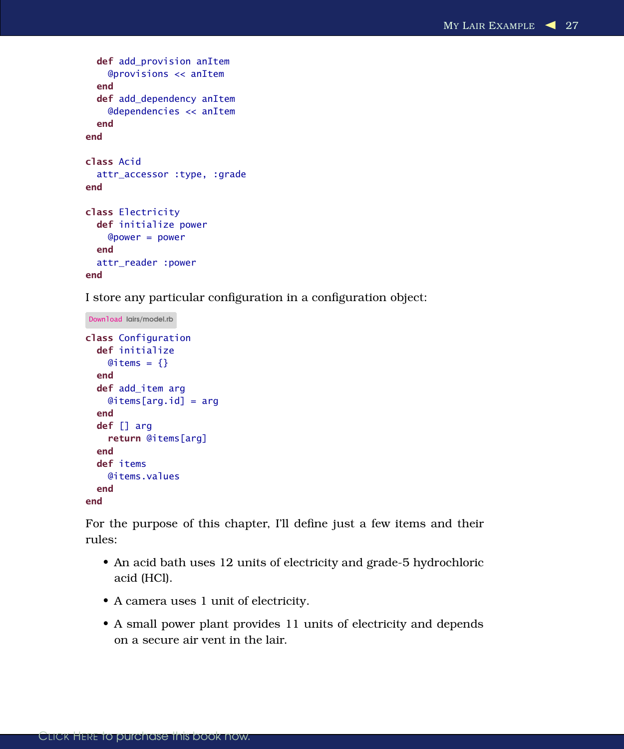```ruby
  def add_provision anItem
    @provisions << anItem
  end
  def add_dependency anItem
    @dependencies << anItem
  end
end

class Acid
  attr_accessor :type, :grade
end

class Electricity
  def initialize power
    @power = power
  end
  attr_reader :power
end
```

I store any particular configuration in a configuration object:

Download lairs/model.rb

```ruby
class Configuration
  def initialize
    @items = {}
  end
  def add_item arg
    @items[arg.id] = arg
  end
  def [] arg
    return @items[arg]
  end
  def items
    @items.values
  end
end
```

For the purpose of this chapter, I'll define just a few items and their rules:

- An acid bath uses 12 units of electricity and grade-5 hydrochloric acid (HCl).
- A camera uses 1 unit of electricity.
- A small power plant provides 11 units of electricity and depends on a secure air vent in the lair.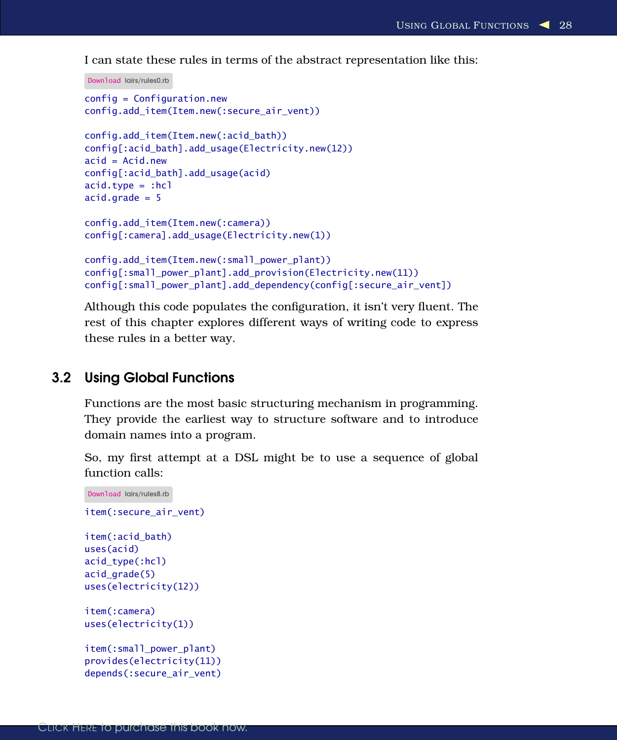I can state these rules in terms of the abstract representation like this:

Download lairs/rules0.rb

```
config = Configuration.new
config.add_item(Item.new(:secure_air_vent))

config.add_item(Item.new(:acid_bath))
config[:acid_bath].add_usage(Electricity.new(12))
acid = Acid.new
config[:acid_bath].add_usage(acid)
acid.type = :hcl
acid.grade = 5

config.add_item(Item.new(:camera))
config[:camera].add_usage(Electricity.new(1))

config.add_item(Item.new(:small_power_plant))
config[:small_power_plant].add_provision(Electricity.new(11))
config[:small_power_plant].add_dependency(config[:secure_air_vent])
```

Although this code populates the configuration, it isn't very fluent. The rest of this chapter explores different ways of writing code to express these rules in a better way.

## 3.2 Using Global Functions

Functions are the most basic structuring mechanism in programming. They provide the earliest way to structure software and to introduce domain names into a program.

So, my first attempt at a DSL might be to use a sequence of global function calls:

Download lairs/rules8.rb

```
item(:secure_air_vent)

item(:acid_bath)
uses(acid)
acid_type(:hcl)
acid_grade(5)
uses(electricity(12))

item(:camera)
uses(electricity(1))

item(:small_power_plant)
provides(electricity(11))
depends(:secure_air_vent)
```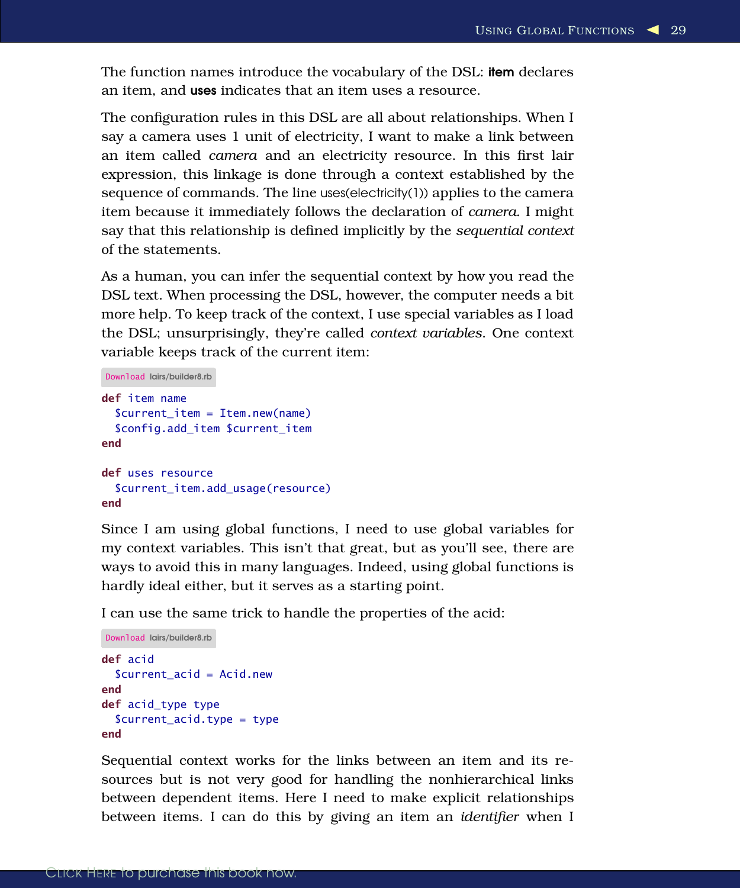The function names introduce the vocabulary of the DSL: **item** declares an item, and **uses** indicates that an item uses a resource.

The configuration rules in this DSL are all about relationships. When I say a camera uses 1 unit of electricity, I want to make a link between an item called *camera* and an electricity resource. In this first lair expression, this linkage is done through a context established by the sequence of commands. The line uses(electricity(1)) applies to the camera item because it immediately follows the declaration of *camera*. I might say that this relationship is defined implicitly by the *sequential context* of the statements.

As a human, you can infer the sequential context by how you read the DSL text. When processing the DSL, however, the computer needs a bit more help. To keep track of the context, I use special variables as I load the DSL; unsurprisingly, they're called *context variables*. One context variable keeps track of the current item:

Download lairs/builder8.rb

```
def item name
  $current_item = Item.new(name)
  $config.add_item $current_item
end

def uses resource
  $current_item.add_usage(resource)
end
```

Since I am using global functions, I need to use global variables for my context variables. This isn't that great, but as you'll see, there are ways to avoid this in many languages. Indeed, using global functions is hardly ideal either, but it serves as a starting point.

I can use the same trick to handle the properties of the acid:

Download lairs/builder8.rb

```
def acid
  $current_acid = Acid.new
end
def acid_type type
  $current_acid.type = type
end
```

Sequential context works for the links between an item and its resources but is not very good for handling the nonhierarchical links between dependent items. Here I need to make explicit relationships between items. I can do this by giving an item an *identifier* when I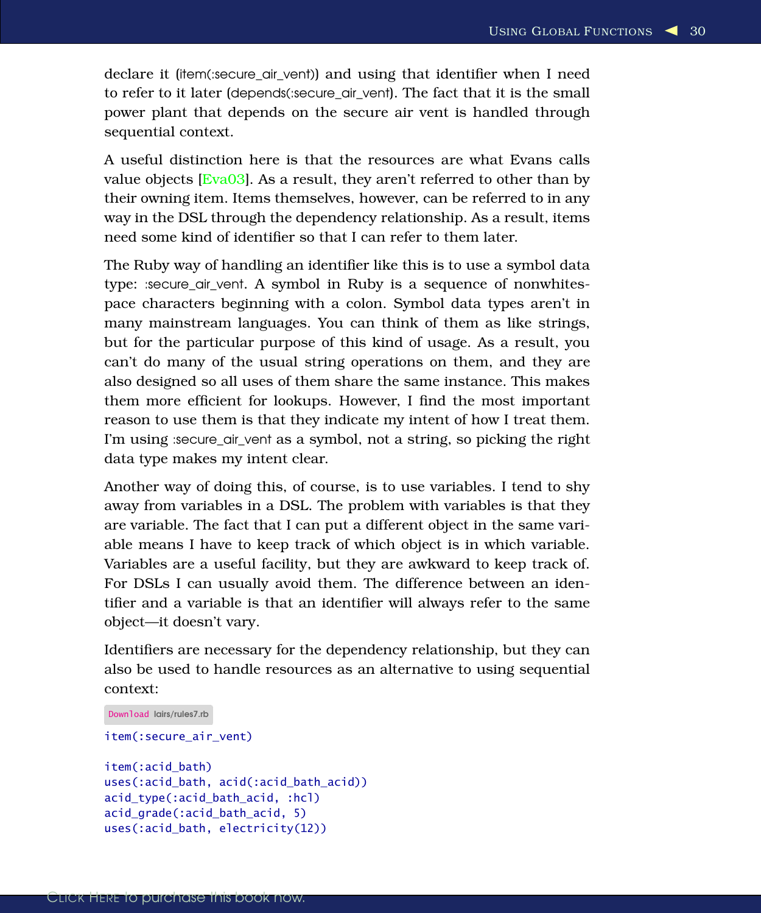declare it (item(:secure_air_vent)) and using that identifier when I need to refer to it later (depends(:secure_air_vent). The fact that it is the small power plant that depends on the secure air vent is handled through sequential context.

A useful distinction here is that the resources are what Evans calls value objects [Eva03]. As a result, they aren't referred to other than by their owning item. Items themselves, however, can be referred to in any way in the DSL through the dependency relationship. As a result, items need some kind of identifier so that I can refer to them later.

The Ruby way of handling an identifier like this is to use a symbol data type: :secure_air_vent. A symbol in Ruby is a sequence of nonwhitespace characters beginning with a colon. Symbol data types aren't in many mainstream languages. You can think of them as like strings, but for the particular purpose of this kind of usage. As a result, you can't do many of the usual string operations on them, and they are also designed so all uses of them share the same instance. This makes them more efficient for lookups. However, I find the most important reason to use them is that they indicate my intent of how I treat them. I'm using :secure_air_vent as a symbol, not a string, so picking the right data type makes my intent clear.

Another way of doing this, of course, is to use variables. I tend to shy away from variables in a DSL. The problem with variables is that they are variable. The fact that I can put a different object in the same variable means I have to keep track of which object is in which variable. Variables are a useful facility, but they are awkward to keep track of. For DSLs I can usually avoid them. The difference between an identifier and a variable is that an identifier will always refer to the same object—it doesn't vary.

Identifiers are necessary for the dependency relationship, but they can also be used to handle resources as an alternative to using sequential context:

Download lairs/rules7.rb

```
item(:secure_air_vent)

item(:acid_bath)
uses(:acid_bath, acid(:acid_bath_acid))
acid_type(:acid_bath_acid, :hcl)
acid_grade(:acid_bath_acid, 5)
uses(:acid_bath, electricity(12))
```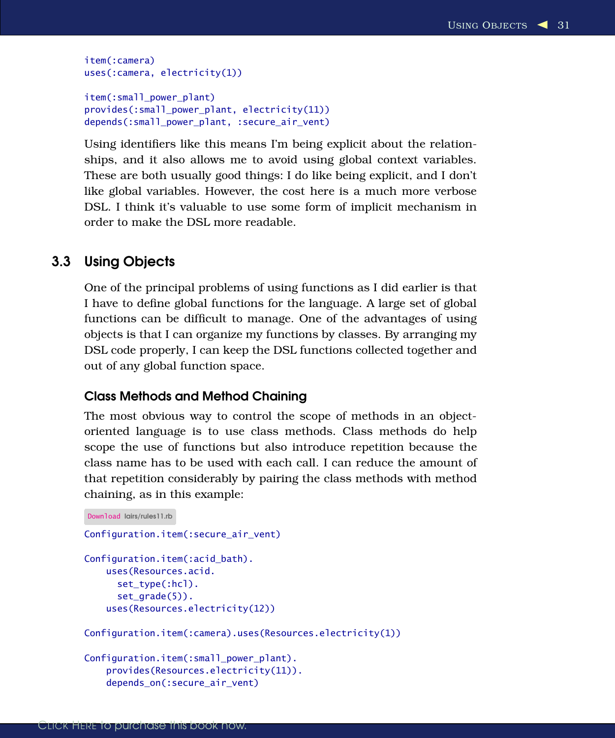```
item(:camera)
uses(:camera, electricity(1))

item(:small_power_plant)
provides(:small_power_plant, electricity(11))
depends(:small_power_plant, :secure_air_vent)
```

Using identifiers like this means I'm being explicit about the relationships, and it also allows me to avoid using global context variables. These are both usually good things: I do like being explicit, and I don't like global variables. However, the cost here is a much more verbose DSL. I think it's valuable to use some form of implicit mechanism in order to make the DSL more readable.

## 3.3 Using Objects

One of the principal problems of using functions as I did earlier is that I have to define global functions for the language. A large set of global functions can be difficult to manage. One of the advantages of using objects is that I can organize my functions by classes. By arranging my DSL code properly, I can keep the DSL functions collected together and out of any global function space.

### Class Methods and Method Chaining

The most obvious way to control the scope of methods in an object-oriented language is to use class methods. Class methods do help scope the use of functions but also introduce repetition because the class name has to be used with each call. I can reduce the amount of that repetition considerably by pairing the class methods with method chaining, as in this example:

Download lairs/rules11.rb

```
Configuration.item(:secure_air_vent)

Configuration.item(:acid_bath).
    uses(Resources.acid.
      set_type(:hcl).
      set_grade(5)).
    uses(Resources.electricity(12))

Configuration.item(:camera).uses(Resources.electricity(1))

Configuration.item(:small_power_plant).
    provides(Resources.electricity(11)).
    depends_on(:secure_air_vent)
```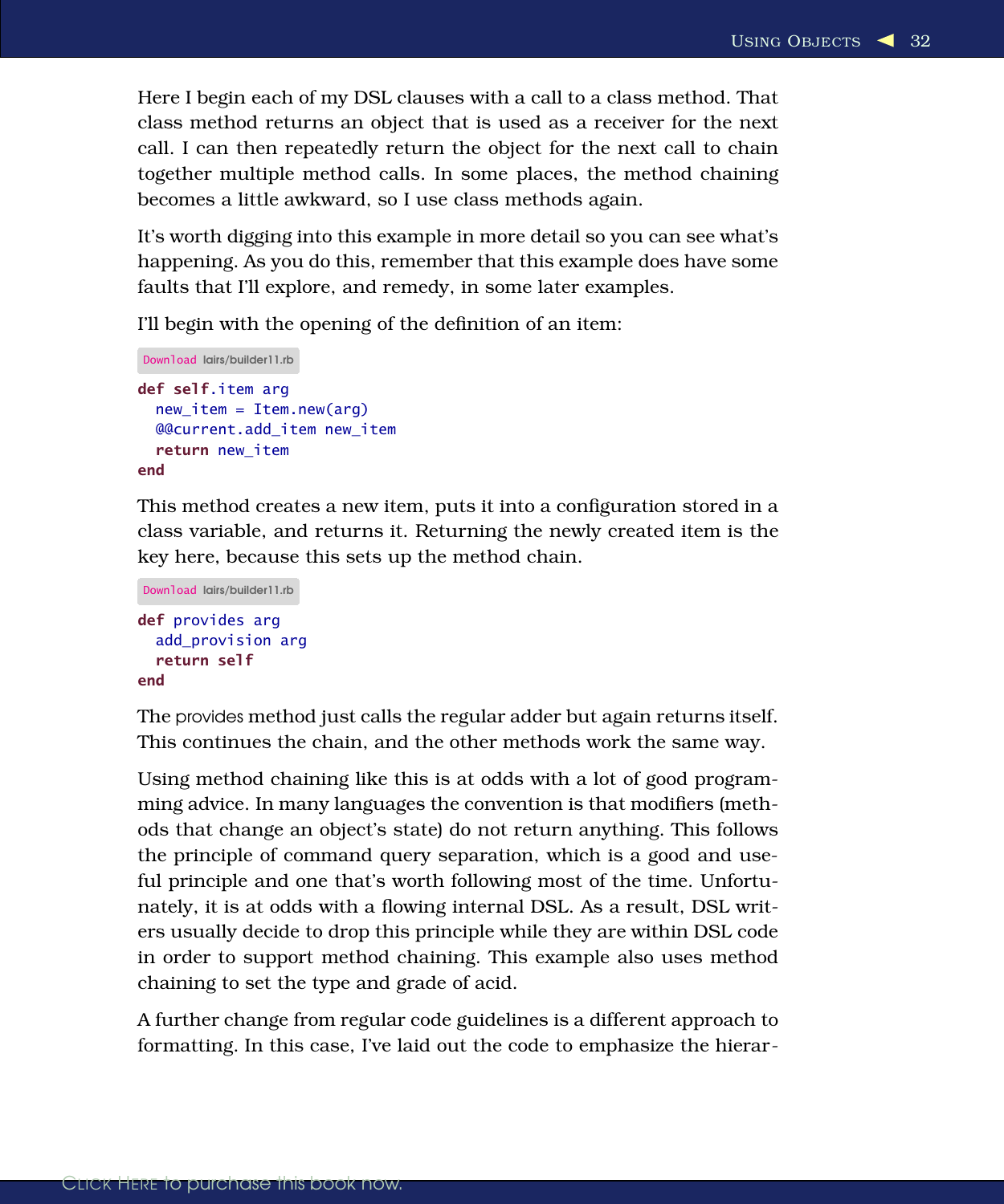Here I begin each of my DSL clauses with a call to a class method. That class method returns an object that is used as a receiver for the next call. I can then repeatedly return the object for the next call to chain together multiple method calls. In some places, the method chaining becomes a little awkward, so I use class methods again.

It's worth digging into this example in more detail so you can see what's happening. As you do this, remember that this example does have some faults that I'll explore, and remedy, in some later examples.

I'll begin with the opening of the definition of an item:

Download lairs/builder11.rb

```
def self.item arg
  new_item = Item.new(arg)
  @@current.add_item new_item
  return new_item
end
```

This method creates a new item, puts it into a configuration stored in a class variable, and returns it. Returning the newly created item is the key here, because this sets up the method chain.

Download lairs/builder11.rb

```
def provides arg
  add_provision arg
  return self
end
```

The provides method just calls the regular adder but again returns itself. This continues the chain, and the other methods work the same way.

Using method chaining like this is at odds with a lot of good programming advice. In many languages the convention is that modifiers (methods that change an object's state) do not return anything. This follows the principle of command query separation, which is a good and useful principle and one that's worth following most of the time. Unfortunately, it is at odds with a flowing internal DSL. As a result, DSL writers usually decide to drop this principle while they are within DSL code in order to support method chaining. This example also uses method chaining to set the type and grade of acid.

A further change from regular code guidelines is a different approach to formatting. In this case, I've laid out the code to emphasize the hierar-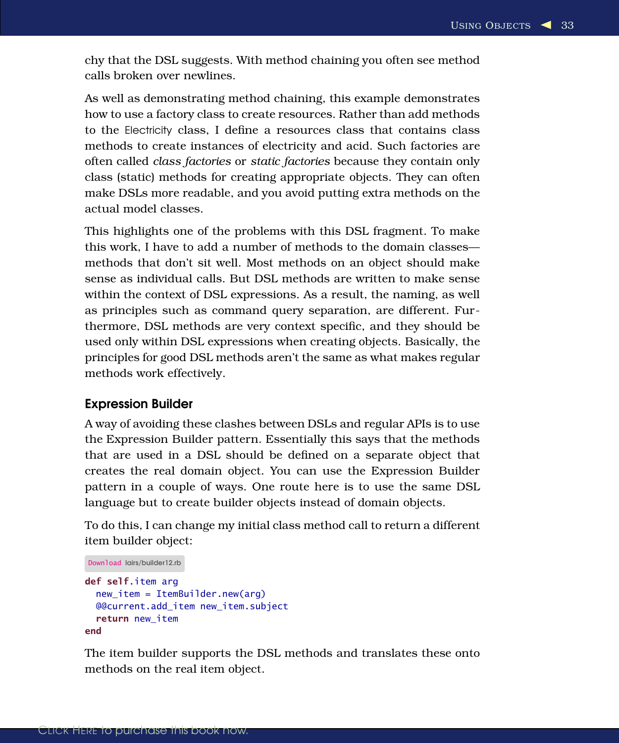chy that the DSL suggests. With method chaining you often see method calls broken over newlines.

As well as demonstrating method chaining, this example demonstrates how to use a factory class to create resources. Rather than add methods to the Electricity class, I define a resources class that contains class methods to create instances of electricity and acid. Such factories are often called *class factories* or *static factories* because they contain only class (static) methods for creating appropriate objects. They can often make DSLs more readable, and you avoid putting extra methods on the actual model classes.

This highlights one of the problems with this DSL fragment. To make this work, I have to add a number of methods to the domain classes—methods that don't sit well. Most methods on an object should make sense as individual calls. But DSL methods are written to make sense within the context of DSL expressions. As a result, the naming, as well as principles such as command query separation, are different. Furthermore, DSL methods are very context specific, and they should be used only within DSL expressions when creating objects. Basically, the principles for good DSL methods aren't the same as what makes regular methods work effectively.

### Expression Builder

A way of avoiding these clashes between DSLs and regular APIs is to use the Expression Builder pattern. Essentially this says that the methods that are used in a DSL should be defined on a separate object that creates the real domain object. You can use the Expression Builder pattern in a couple of ways. One route here is to use the same DSL language but to create builder objects instead of domain objects.

To do this, I can change my initial class method call to return a different item builder object:

Download lairs/builder12.rb

```
def self.item arg
  new_item = ItemBuilder.new(arg)
  @@current.add_item new_item.subject
  return new_item
end
```

The item builder supports the DSL methods and translates these onto methods on the real item object.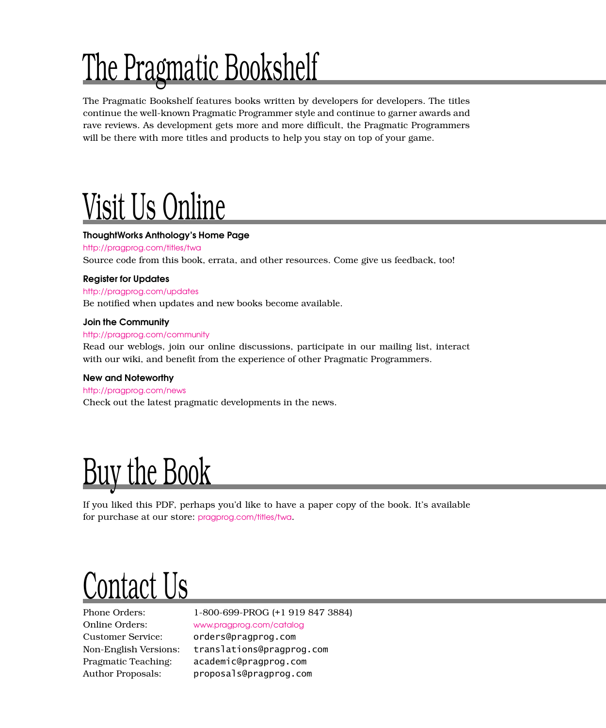# The Pragmatic Bookshelf

The Pragmatic Bookshelf features books written by developers for developers. The titles continue the well-known Pragmatic Programmer style and continue to garner awards and rave reviews. As development gets more and more difficult, the Pragmatic Programmers will be there with more titles and products to help you stay on top of your game.

# Visit Us Online

**ThoughtWorks Anthology's Home Page**
http://pragprog.com/titles/twa
Source code from this book, errata, and other resources. Come give us feedback, too!

**Register for Updates**
http://pragprog.com/updates
Be notified when updates and new books become available.

**Join the Community**
http://pragprog.com/community
Read our weblogs, join our online discussions, participate in our mailing list, interact with our wiki, and benefit from the experience of other Pragmatic Programmers.

**New and Noteworthy**
http://pragprog.com/news
Check out the latest pragmatic developments in the news.

# Buy the Book

If you liked this PDF, perhaps you'd like to have a paper copy of the book. It's available for purchase at our store: pragprog.com/titles/twa.

# Contact Us

| | |
|---|---|
| Phone Orders: | 1-800-699-PROG (+1 919 847 3884) |
| Online Orders: | www.pragprog.com/catalog |
| Customer Service: | orders@pragprog.com |
| Non-English Versions: | translations@pragprog.com |
| Pragmatic Teaching: | academic@pragprog.com |
| Author Proposals: | proposals@pragprog.com |